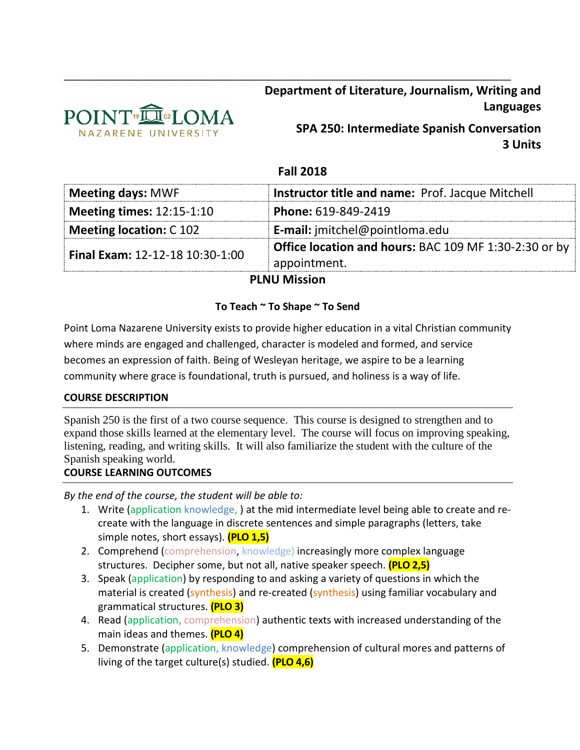**Department of Literature, Journalism, Writing and Languages**

**SPA 250: Intermediate Spanish Conversation**
**3 Units**

**Fall 2018**

| **Meeting days:** MWF | **Instructor title and name:** Prof. Jacque Mitchell |
|---|---|
| **Meeting times:** 12:15-1:10 | **Phone:** 619-849-2419 |
| **Meeting location:** C 102 | **E-mail:** jmitchel@pointloma.edu |
| **Final Exam:** 12-12-18 10:30-1:00 | **Office location and hours:** BAC 109 MF 1:30-2:30 or by appointment. |

## PLNU Mission

**To Teach ~ To Shape ~ To Send**

Point Loma Nazarene University exists to provide higher education in a vital Christian community where minds are engaged and challenged, character is modeled and formed, and service becomes an expression of faith. Being of Wesleyan heritage, we aspire to be a learning community where grace is foundational, truth is pursued, and holiness is a way of life.

### COURSE DESCRIPTION

Spanish 250 is the first of a two course sequence. This course is designed to strengthen and to expand those skills learned at the elementary level. The course will focus on improving speaking, listening, reading, and writing skills. It will also familiarize the student with the culture of the Spanish speaking world.

### COURSE LEARNING OUTCOMES

*By the end of the course, the student will be able to:*

1. Write (application knowledge, ) at the mid intermediate level being able to create and re-create with the language in discrete sentences and simple paragraphs (letters, take simple notes, short essays). **(PLO 1,5)**
2. Comprehend (comprehension, knowledge) increasingly more complex language structures. Decipher some, but not all, native speaker speech. **(PLO 2,5)**
3. Speak (application) by responding to and asking a variety of questions in which the material is created (synthesis) and re-created (synthesis) using familiar vocabulary and grammatical structures. **(PLO 3)**
4. Read (application, comprehension) authentic texts with increased understanding of the main ideas and themes. **(PLO 4)**
5. Demonstrate (application, knowledge) comprehension of cultural mores and patterns of living of the target culture(s) studied. **(PLO 4,6)**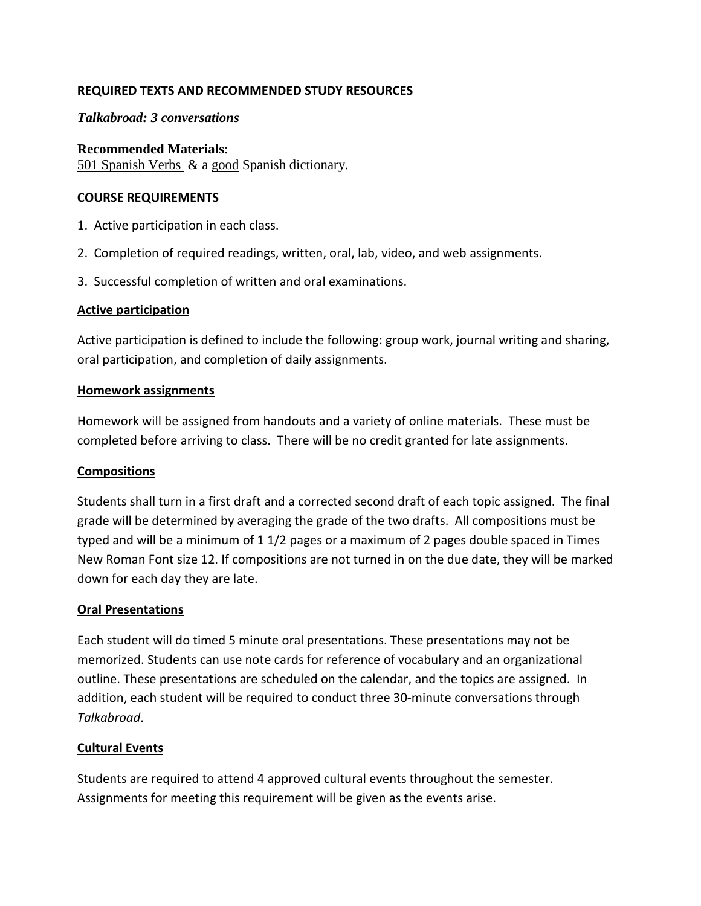## REQUIRED TEXTS AND RECOMMENDED STUDY RESOURCES

*Talkabroad: 3 conversations*

**Recommended Materials**:
501 Spanish Verbs & a good Spanish dictionary.

## COURSE REQUIREMENTS

1. Active participation in each class.
2. Completion of required readings, written, oral, lab, video, and web assignments.
3. Successful completion of written and oral examinations.

### Active participation

Active participation is defined to include the following: group work, journal writing and sharing, oral participation, and completion of daily assignments.

### Homework assignments

Homework will be assigned from handouts and a variety of online materials. These must be completed before arriving to class. There will be no credit granted for late assignments.

### Compositions

Students shall turn in a first draft and a corrected second draft of each topic assigned. The final grade will be determined by averaging the grade of the two drafts. All compositions must be typed and will be a minimum of 1 1/2 pages or a maximum of 2 pages double spaced in Times New Roman Font size 12. If compositions are not turned in on the due date, they will be marked down for each day they are late.

### Oral Presentations

Each student will do timed 5 minute oral presentations. These presentations may not be memorized. Students can use note cards for reference of vocabulary and an organizational outline. These presentations are scheduled on the calendar, and the topics are assigned. In addition, each student will be required to conduct three 30-minute conversations through *Talkabroad*.

### Cultural Events

Students are required to attend 4 approved cultural events throughout the semester. Assignments for meeting this requirement will be given as the events arise.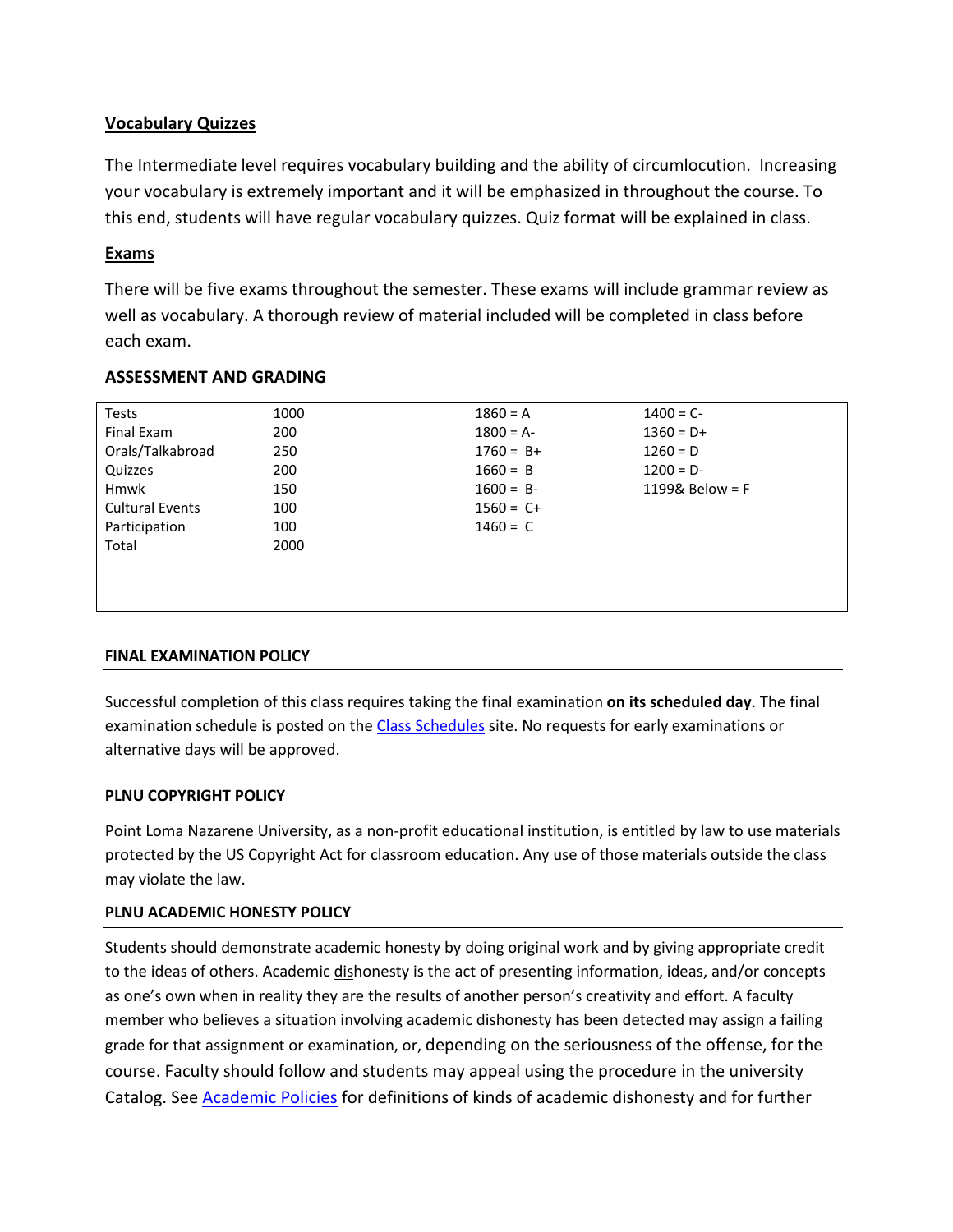**Vocabulary Quizzes**

The Intermediate level requires vocabulary building and the ability of circumlocution. Increasing your vocabulary is extremely important and it will be emphasized in throughout the course. To this end, students will have regular vocabulary quizzes. Quiz format will be explained in class.

**Exams**

There will be five exams throughout the semester. These exams will include grammar review as well as vocabulary. A thorough review of material included will be completed in class before each exam.

**ASSESSMENT AND GRADING**

| | | | |
|---|---|---|---|
| Tests | 1000 | 1860 = A | 1400 = C- |
| Final Exam | 200 | 1800 = A- | 1360 = D+ |
| Orals/Talkabroad | 250 | 1760 = B+ | 1260 = D |
| Quizzes | 200 | 1660 = B | 1200 = D- |
| Hmwk | 150 | 1600 = B- | 1199& Below = F |
| Cultural Events | 100 | 1560 = C+ | |
| Participation | 100 | 1460 = C | |
| Total | 2000 | | |

**FINAL EXAMINATION POLICY**

Successful completion of this class requires taking the final examination **on its scheduled day**. The final examination schedule is posted on the [Class Schedules] site. No requests for early examinations or alternative days will be approved.

**PLNU COPYRIGHT POLICY**

Point Loma Nazarene University, as a non-profit educational institution, is entitled by law to use materials protected by the US Copyright Act for classroom education. Any use of those materials outside the class may violate the law.

**PLNU ACADEMIC HONESTY POLICY**

Students should demonstrate academic honesty by doing original work and by giving appropriate credit to the ideas of others. Academic dishonesty is the act of presenting information, ideas, and/or concepts as one's own when in reality they are the results of another person's creativity and effort. A faculty member who believes a situation involving academic dishonesty has been detected may assign a failing grade for that assignment or examination, or, depending on the seriousness of the offense, for the course. Faculty should follow and students may appeal using the procedure in the university Catalog. See [Academic Policies] for definitions of kinds of academic dishonesty and for further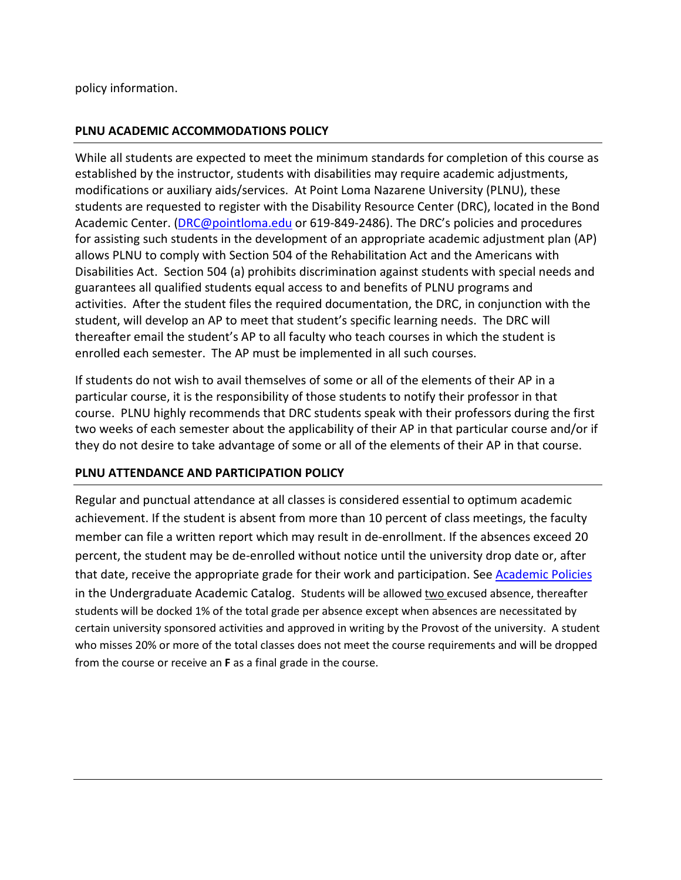policy information.

## PLNU ACADEMIC ACCOMMODATIONS POLICY

While all students are expected to meet the minimum standards for completion of this course as established by the instructor, students with disabilities may require academic adjustments, modifications or auxiliary aids/services. At Point Loma Nazarene University (PLNU), these students are requested to register with the Disability Resource Center (DRC), located in the Bond Academic Center. ([DRC@pointloma.edu](mailto:DRC@pointloma.edu) or 619-849-2486). The DRC's policies and procedures for assisting such students in the development of an appropriate academic adjustment plan (AP) allows PLNU to comply with Section 504 of the Rehabilitation Act and the Americans with Disabilities Act. Section 504 (a) prohibits discrimination against students with special needs and guarantees all qualified students equal access to and benefits of PLNU programs and activities. After the student files the required documentation, the DRC, in conjunction with the student, will develop an AP to meet that student's specific learning needs. The DRC will thereafter email the student's AP to all faculty who teach courses in which the student is enrolled each semester. The AP must be implemented in all such courses.

If students do not wish to avail themselves of some or all of the elements of their AP in a particular course, it is the responsibility of those students to notify their professor in that course. PLNU highly recommends that DRC students speak with their professors during the first two weeks of each semester about the applicability of their AP in that particular course and/or if they do not desire to take advantage of some or all of the elements of their AP in that course.

## PLNU ATTENDANCE AND PARTICIPATION POLICY

Regular and punctual attendance at all classes is considered essential to optimum academic achievement. If the student is absent from more than 10 percent of class meetings, the faculty member can file a written report which may result in de-enrollment. If the absences exceed 20 percent, the student may be de-enrolled without notice until the university drop date or, after that date, receive the appropriate grade for their work and participation. See [Academic Policies] in the Undergraduate Academic Catalog. Students will be allowed two excused absence, thereafter students will be docked 1% of the total grade per absence except when absences are necessitated by certain university sponsored activities and approved in writing by the Provost of the university. A student who misses 20% or more of the total classes does not meet the course requirements and will be dropped from the course or receive an **F** as a final grade in the course.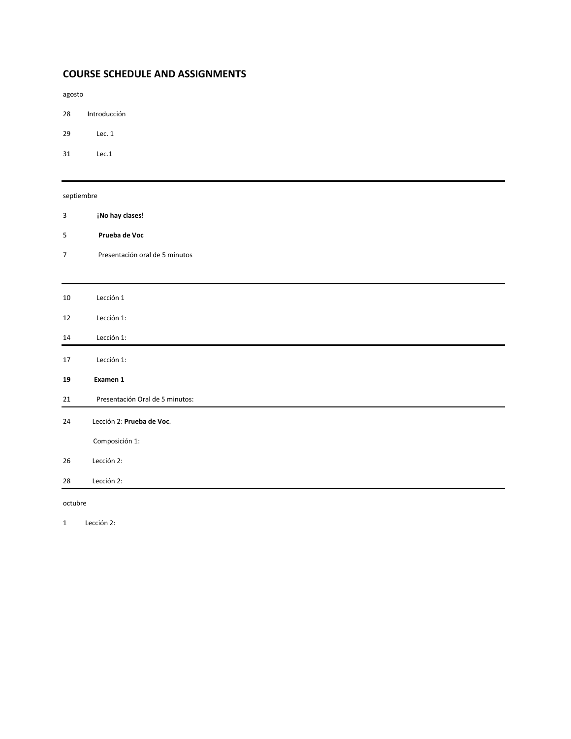## COURSE SCHEDULE AND ASSIGNMENTS

agosto

28 Introducción

29 Lec. 1

31 Lec.1

---

septiembre

3 **¡No hay clases!**

5 **Prueba de Voc**

7 Presentación oral de 5 minutos

---

10 Lección 1

12 Lección 1:

14 Lección 1:

---

17 Lección 1:

**19 Examen 1**

21 Presentación Oral de 5 minutos:

---

24 Lección 2: **Prueba de Voc**.

Composición 1:

26 Lección 2:

28 Lección 2:

---

octubre

1 Lección 2: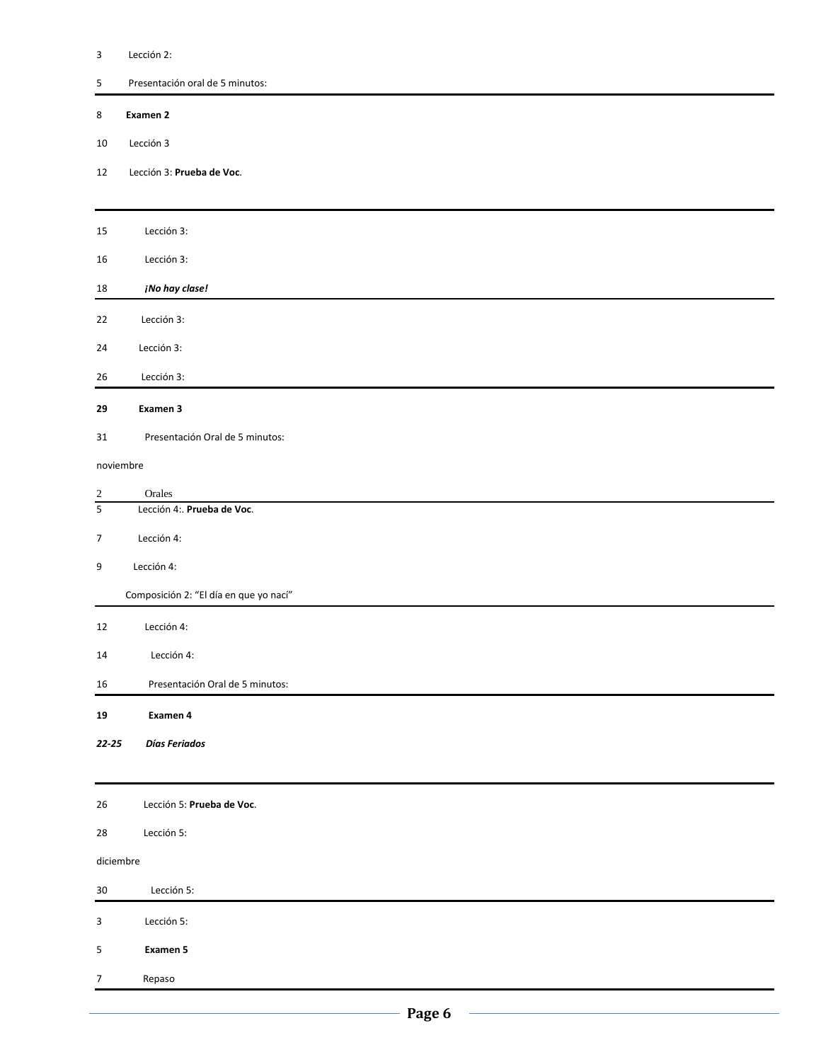3 Lección 2:

5 Presentación oral de 5 minutos:

---

8 **Examen 2**

10 Lección 3

12 Lección 3: **Prueba de Voc**.

---

15 Lección 3:

16 Lección 3:

18 ***¡No hay clase!***

---

22 Lección 3:

24 Lección 3:

26 Lección 3:

---

**29** **Examen 3**

31 Presentación Oral de 5 minutos:

noviembre

2 Orales

---

5 Lección 4:. **Prueba de Voc**.

7 Lección 4:

9 Lección 4:

Composición 2: "El día en que yo nací"

---

12 Lección 4:

14 Lección 4:

16 Presentación Oral de 5 minutos:

---

**19** **Examen 4**

***22-25*** ***Días Feriados***

---

26 Lección 5: **Prueba de Voc**.

28 Lección 5:

diciembre

30 Lección 5:

---

3 Lección 5:

5 **Examen 5**

7 Repaso

---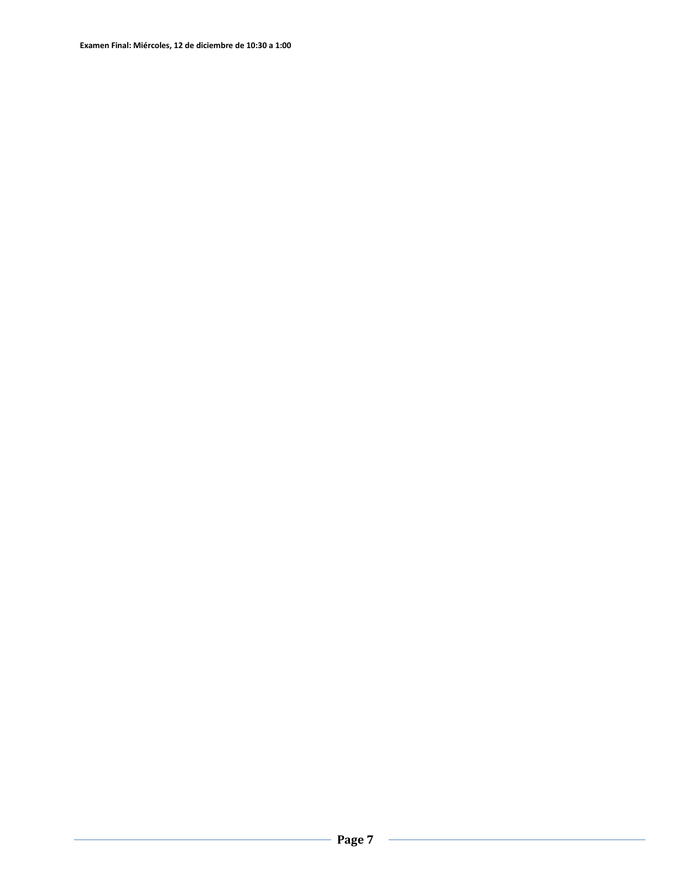**Examen Final: Miércoles, 12 de diciembre de 10:30 a 1:00**